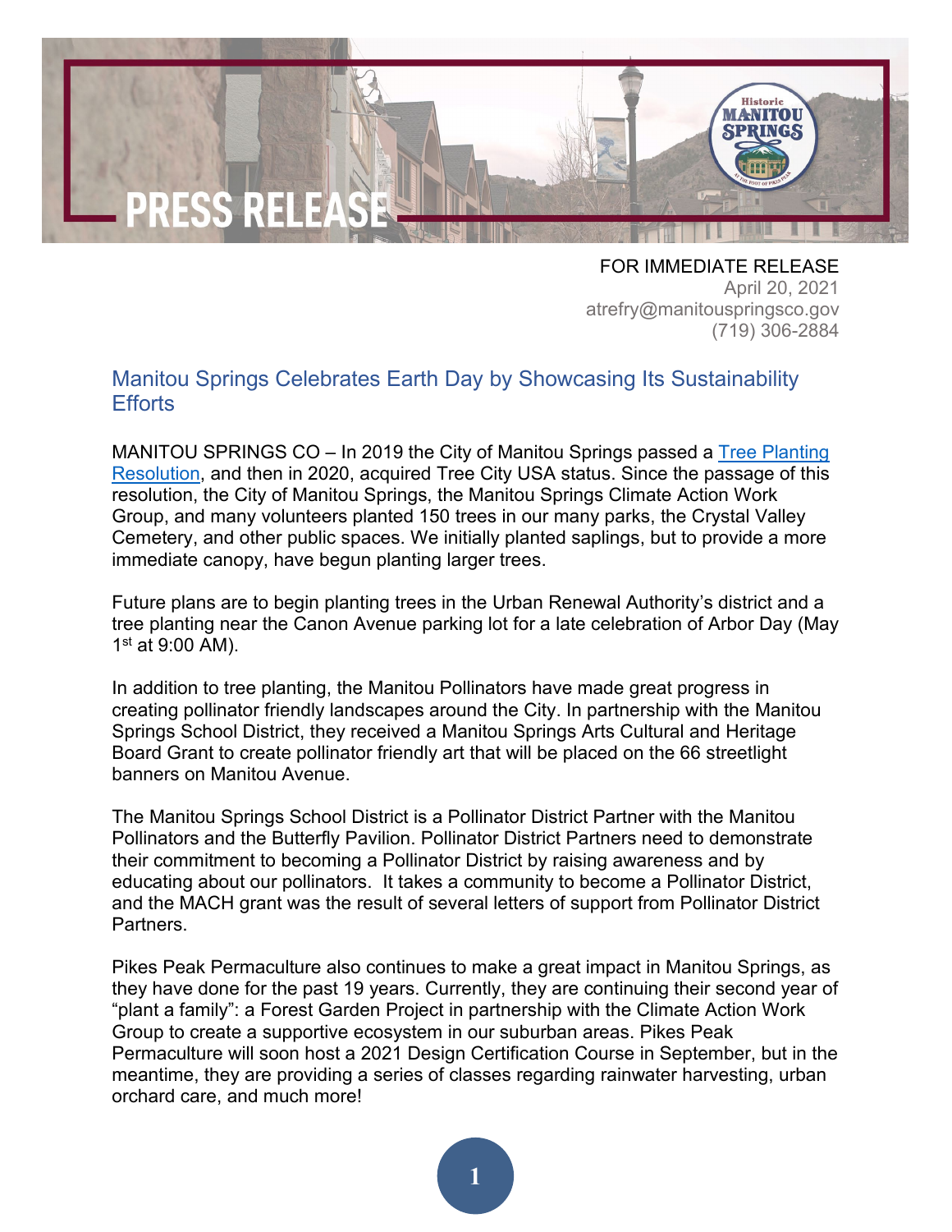# PRESS RELEASE

FOR IMMEDIATE RELEASE
April 20, 2021
atrefry@manitouspringsco.gov
(719) 306-2884

## Manitou Springs Celebrates Earth Day by Showcasing Its Sustainability Efforts

MANITOU SPRINGS CO – In 2019 the City of Manitou Springs passed a Tree Planting Resolution, and then in 2020, acquired Tree City USA status. Since the passage of this resolution, the City of Manitou Springs, the Manitou Springs Climate Action Work Group, and many volunteers planted 150 trees in our many parks, the Crystal Valley Cemetery, and other public spaces. We initially planted saplings, but to provide a more immediate canopy, have begun planting larger trees.

Future plans are to begin planting trees in the Urban Renewal Authority's district and a tree planting near the Canon Avenue parking lot for a late celebration of Arbor Day (May 1st at 9:00 AM).

In addition to tree planting, the Manitou Pollinators have made great progress in creating pollinator friendly landscapes around the City. In partnership with the Manitou Springs School District, they received a Manitou Springs Arts Cultural and Heritage Board Grant to create pollinator friendly art that will be placed on the 66 streetlight banners on Manitou Avenue.

The Manitou Springs School District is a Pollinator District Partner with the Manitou Pollinators and the Butterfly Pavilion. Pollinator District Partners need to demonstrate their commitment to becoming a Pollinator District by raising awareness and by educating about our pollinators. It takes a community to become a Pollinator District, and the MACH grant was the result of several letters of support from Pollinator District Partners.

Pikes Peak Permaculture also continues to make a great impact in Manitou Springs, as they have done for the past 19 years. Currently, they are continuing their second year of "plant a family": a Forest Garden Project in partnership with the Climate Action Work Group to create a supportive ecosystem in our suburban areas. Pikes Peak Permaculture will soon host a 2021 Design Certification Course in September, but in the meantime, they are providing a series of classes regarding rainwater harvesting, urban orchard care, and much more!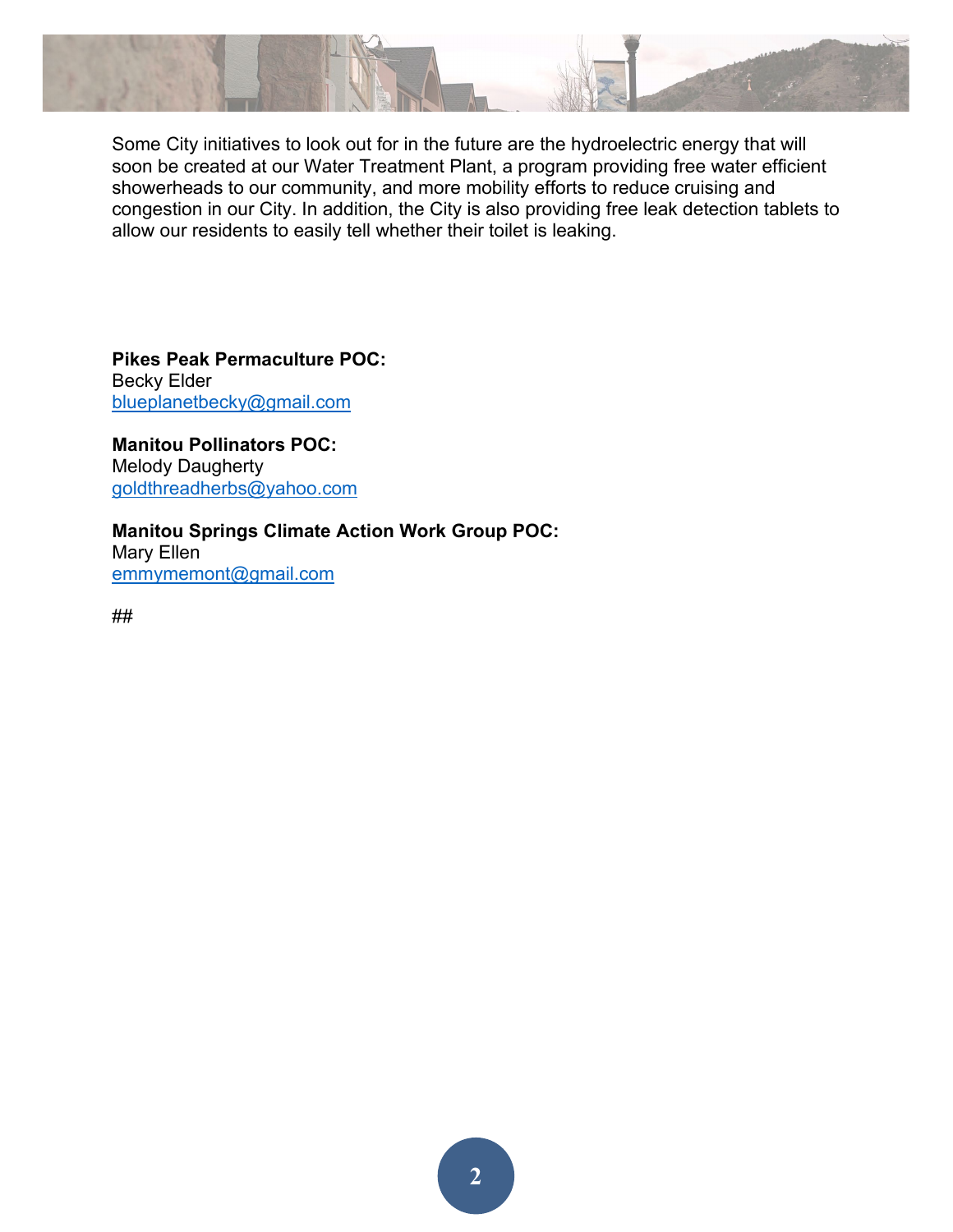Some City initiatives to look out for in the future are the hydroelectric energy that will soon be created at our Water Treatment Plant, a program providing free water efficient showerheads to our community, and more mobility efforts to reduce cruising and congestion in our City. In addition, the City is also providing free leak detection tablets to allow our residents to easily tell whether their toilet is leaking.

**Pikes Peak Permaculture POC:**
Becky Elder
blueplanetbecky@gmail.com

**Manitou Pollinators POC:**
Melody Daugherty
goldthreadherbs@yahoo.com

**Manitou Springs Climate Action Work Group POC:**
Mary Ellen
emmymemont@gmail.com

##